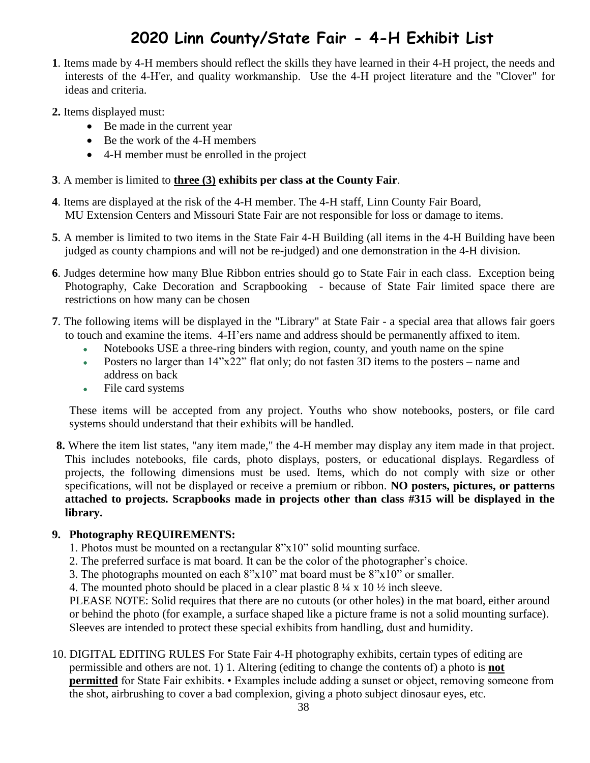# 2020 Linn County/State Fair - 4-H Exhibit List

**1**. Items made by 4-H members should reflect the skills they have learned in their 4-H project, the needs and interests of the 4-H'er, and quality workmanship. Use the 4-H project literature and the "Clover" for ideas and criteria.

**2.** Items displayed must:

- Be made in the current year
- Be the work of the 4-H members
- 4-H member must be enrolled in the project

**3**. A member is limited to **three (3) exhibits per class at the County Fair**.

**4**. Items are displayed at the risk of the 4-H member. The 4-H staff, Linn County Fair Board, MU Extension Centers and Missouri State Fair are not responsible for loss or damage to items.

**5**. A member is limited to two items in the State Fair 4-H Building (all items in the 4-H Building have been judged as county champions and will not be re-judged) and one demonstration in the 4-H division.

**6**. Judges determine how many Blue Ribbon entries should go to State Fair in each class. Exception being Photography, Cake Decoration and Scrapbooking - because of State Fair limited space there are restrictions on how many can be chosen

**7**. The following items will be displayed in the "Library" at State Fair - a special area that allows fair goers to touch and examine the items. 4-H'ers name and address should be permanently affixed to item.

- Notebooks USE a three-ring binders with region, county, and youth name on the spine
- Posters no larger than 14"x22" flat only; do not fasten 3D items to the posters – name and address on back
- File card systems

These items will be accepted from any project. Youths who show notebooks, posters, or file card systems should understand that their exhibits will be handled.

**8.** Where the item list states, "any item made," the 4-H member may display any item made in that project. This includes notebooks, file cards, photo displays, posters, or educational displays. Regardless of projects, the following dimensions must be used. Items, which do not comply with size or other specifications, will not be displayed or receive a premium or ribbon. **NO posters, pictures, or patterns attached to projects. Scrapbooks made in projects other than class #315 will be displayed in the library.**

**9. Photography REQUIREMENTS:**

1. Photos must be mounted on a rectangular 8"x10" solid mounting surface.
2. The preferred surface is mat board. It can be the color of the photographer's choice.
3. The photographs mounted on each 8"x10" mat board must be 8"x10" or smaller.
4. The mounted photo should be placed in a clear plastic 8 ¼ x 10 ½ inch sleeve.

PLEASE NOTE: Solid requires that there are no cutouts (or other holes) in the mat board, either around or behind the photo (for example, a surface shaped like a picture frame is not a solid mounting surface). Sleeves are intended to protect these special exhibits from handling, dust and humidity.

10. DIGITAL EDITING RULES For State Fair 4-H photography exhibits, certain types of editing are permissible and others are not. 1) 1. Altering (editing to change the contents of) a photo is **not permitted** for State Fair exhibits. • Examples include adding a sunset or object, removing someone from the shot, airbrushing to cover a bad complexion, giving a photo subject dinosaur eyes, etc.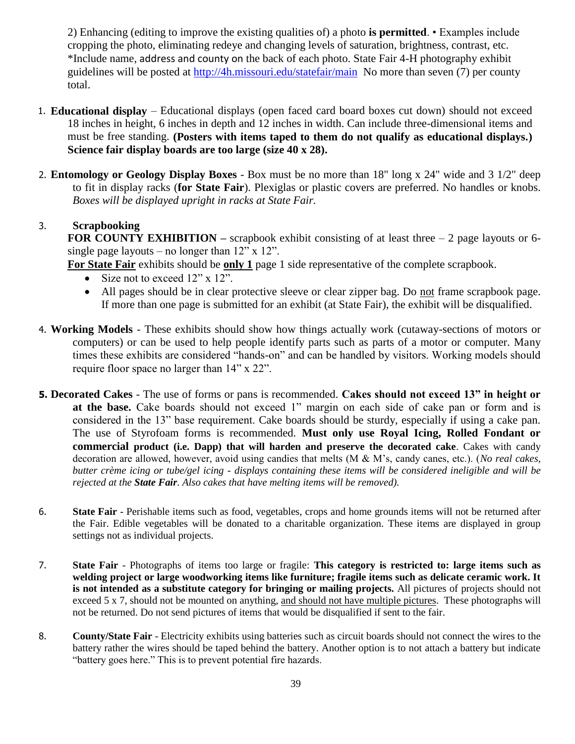2) Enhancing (editing to improve the existing qualities of) a photo **is permitted**. • Examples include cropping the photo, eliminating redeye and changing levels of saturation, brightness, contrast, etc. *Include name, address and county on the back of each photo. State Fair 4-H photography exhibit guidelines will be posted at http://4h.missouri.edu/statefair/main No more than seven (7) per county total.

1. **Educational display** – Educational displays (open faced card board boxes cut down) should not exceed 18 inches in height, 6 inches in depth and 12 inches in width. Can include three-dimensional items and must be free standing. **(Posters with items taped to them do not qualify as educational displays.) Science fair display boards are too large (size 40 x 28).**

2. **Entomology or Geology Display Boxes** - Box must be no more than 18" long x 24" wide and 3 1/2" deep to fit in display racks (**for State Fair**). Plexiglas or plastic covers are preferred. No handles or knobs. *Boxes will be displayed upright in racks at State Fair.*

3. **Scrapbooking**
   **FOR COUNTY EXHIBITION –** scrapbook exhibit consisting of at least three – 2 page layouts or 6-single page layouts – no longer than 12" x 12".
   **For State Fair** exhibits should be **only 1** page 1 side representative of the complete scrapbook.
   - Size not to exceed 12" x 12".
   - All pages should be in clear protective sleeve or clear zipper bag. Do not frame scrapbook page. If more than one page is submitted for an exhibit (at State Fair), the exhibit will be disqualified.

4. **Working Models** - These exhibits should show how things actually work (cutaway-sections of motors or computers) or can be used to help people identify parts such as parts of a motor or computer. Many times these exhibits are considered "hands-on" and can be handled by visitors. Working models should require floor space no larger than 14" x 22".

5. **Decorated Cakes** - The use of forms or pans is recommended. **Cakes should not exceed 13" in height or at the base.** Cake boards should not exceed 1" margin on each side of cake pan or form and is considered in the 13" base requirement. Cake boards should be sturdy, especially if using a cake pan. The use of Styrofoam forms is recommended. **Must only use Royal Icing, Rolled Fondant or commercial product (i.e. Dapp) that will harden and preserve the decorated cake**. Cakes with candy decoration are allowed, however, avoid using candies that melts (M & M's, candy canes, etc.). (*No real cakes, butter crème icing or tube/gel icing - displays containing these items will be considered ineligible and will be rejected at the **State Fair**. Also cakes that have melting items will be removed).*

6. **State Fair** - Perishable items such as food, vegetables, crops and home grounds items will not be returned after the Fair. Edible vegetables will be donated to a charitable organization. These items are displayed in group settings not as individual projects.

7. **State Fair** - Photographs of items too large or fragile: **This category is restricted to: large items such as welding project or large woodworking items like furniture; fragile items such as delicate ceramic work. It is not intended as a substitute category for bringing or mailing projects.** All pictures of projects should not exceed 5 x 7, should not be mounted on anything, and should not have multiple pictures. These photographs will not be returned. Do not send pictures of items that would be disqualified if sent to the fair.

8. **County/State Fair** - Electricity exhibits using batteries such as circuit boards should not connect the wires to the battery rather the wires should be taped behind the battery. Another option is to not attach a battery but indicate "battery goes here." This is to prevent potential fire hazards.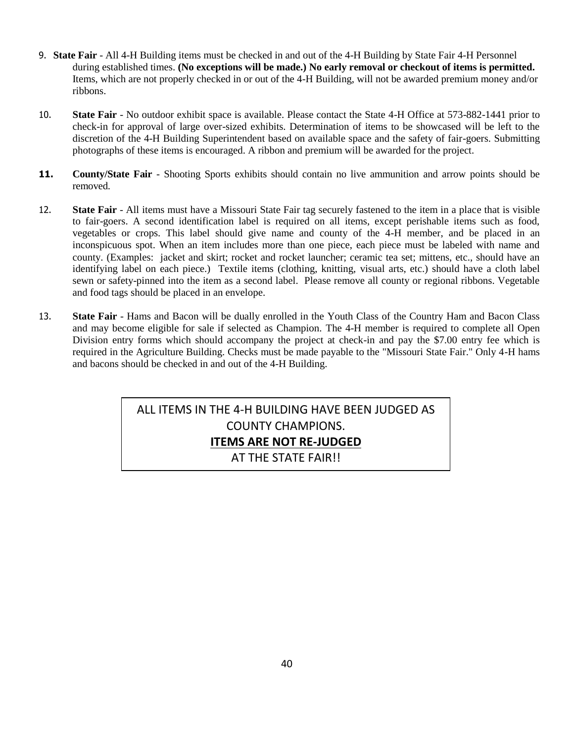9. **State Fair** - All 4-H Building items must be checked in and out of the 4-H Building by State Fair 4-H Personnel during established times. **(No exceptions will be made.) No early removal or checkout of items is permitted.** Items, which are not properly checked in or out of the 4-H Building, will not be awarded premium money and/or ribbons.

10. **State Fair** - No outdoor exhibit space is available. Please contact the State 4-H Office at 573-882-1441 prior to check-in for approval of large over-sized exhibits. Determination of items to be showcased will be left to the discretion of the 4-H Building Superintendent based on available space and the safety of fair-goers. Submitting photographs of these items is encouraged. A ribbon and premium will be awarded for the project.

11. **County/State Fair** - Shooting Sports exhibits should contain no live ammunition and arrow points should be removed.

12. **State Fair** - All items must have a Missouri State Fair tag securely fastened to the item in a place that is visible to fair-goers. A second identification label is required on all items, except perishable items such as food, vegetables or crops. This label should give name and county of the 4-H member, and be placed in an inconspicuous spot. When an item includes more than one piece, each piece must be labeled with name and county. (Examples: jacket and skirt; rocket and rocket launcher; ceramic tea set; mittens, etc., should have an identifying label on each piece.) Textile items (clothing, knitting, visual arts, etc.) should have a cloth label sewn or safety-pinned into the item as a second label. Please remove all county or regional ribbons. Vegetable and food tags should be placed in an envelope.

13. **State Fair** - Hams and Bacon will be dually enrolled in the Youth Class of the Country Ham and Bacon Class and may become eligible for sale if selected as Champion. The 4-H member is required to complete all Open Division entry forms which should accompany the project at check-in and pay the $7.00 entry fee which is required in the Agriculture Building. Checks must be made payable to the "Missouri State Fair." Only 4-H hams and bacons should be checked in and out of the 4-H Building.

ALL ITEMS IN THE 4-H BUILDING HAVE BEEN JUDGED AS COUNTY CHAMPIONS.
**ITEMS ARE NOT RE-JUDGED**
AT THE STATE FAIR!!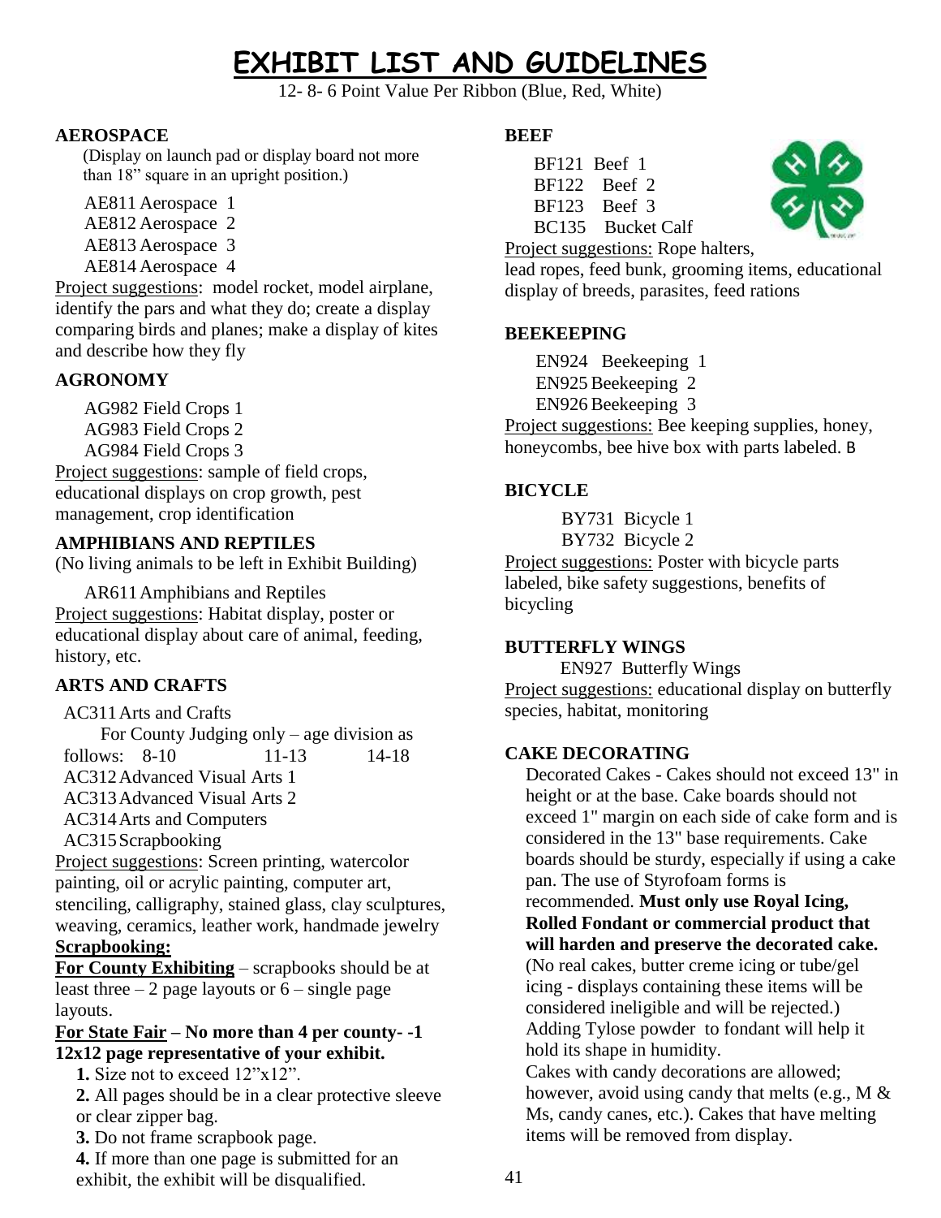# EXHIBIT LIST AND GUIDELINES

12- 8- 6 Point Value Per Ribbon (Blue, Red, White)

### AEROSPACE

(Display on launch pad or display board not more than 18" square in an upright position.)

AE811 Aerospace 1
AE812 Aerospace 2
AE813 Aerospace 3
AE814 Aerospace 4

Project suggestions: model rocket, model airplane, identify the pars and what they do; create a display comparing birds and planes; make a display of kites and describe how they fly

### AGRONOMY

AG982 Field Crops 1
AG983 Field Crops 2
AG984 Field Crops 3

Project suggestions: sample of field crops, educational displays on crop growth, pest management, crop identification

### AMPHIBIANS AND REPTILES

(No living animals to be left in Exhibit Building)

AR611 Amphibians and Reptiles

Project suggestions: Habitat display, poster or educational display about care of animal, feeding, history, etc.

### ARTS AND CRAFTS

AC311 Arts and Crafts

For County Judging only – age division as follows: 8-10 11-13 14-18

AC312 Advanced Visual Arts 1
AC313 Advanced Visual Arts 2
AC314 Arts and Computers
AC315 Scrapbooking

Project suggestions: Screen printing, watercolor painting, oil or acrylic painting, computer art, stenciling, calligraphy, stained glass, clay sculptures, weaving, ceramics, leather work, handmade jewelry

**Scrapbooking:**

**For County Exhibiting** – scrapbooks should be at least three – 2 page layouts or 6 – single page layouts.

**For State Fair – No more than 4 per county- -1 12x12 page representative of your exhibit.**

**1.** Size not to exceed 12"x12".
**2.** All pages should be in a clear protective sleeve or clear zipper bag.
**3.** Do not frame scrapbook page.
**4.** If more than one page is submitted for an exhibit, the exhibit will be disqualified.

### BEEF

BF121 Beef 1
BF122 Beef 2
BF123 Beef 3
BC135 Bucket Calf

Project suggestions: Rope halters, lead ropes, feed bunk, grooming items, educational display of breeds, parasites, feed rations

### BEEKEEPING

EN924 Beekeeping 1
EN925 Beekeeping 2
EN926 Beekeeping 3

Project suggestions: Bee keeping supplies, honey, honeycombs, bee hive box with parts labeled. B

### BICYCLE

BY731 Bicycle 1
BY732 Bicycle 2

Project suggestions: Poster with bicycle parts labeled, bike safety suggestions, benefits of bicycling

### BUTTERFLY WINGS

EN927 Butterfly Wings

Project suggestions: educational display on butterfly species, habitat, monitoring

### CAKE DECORATING

Decorated Cakes - Cakes should not exceed 13" in height or at the base. Cake boards should not exceed 1" margin on each side of cake form and is considered in the 13" base requirements. Cake boards should be sturdy, especially if using a cake pan. The use of Styrofoam forms is recommended. **Must only use Royal Icing, Rolled Fondant or commercial product that will harden and preserve the decorated cake.** (No real cakes, butter creme icing or tube/gel icing - displays containing these items will be considered ineligible and will be rejected.) Adding Tylose powder to fondant will help it hold its shape in humidity.

Cakes with candy decorations are allowed; however, avoid using candy that melts (e.g., M & Ms, candy canes, etc.). Cakes that have melting items will be removed from display.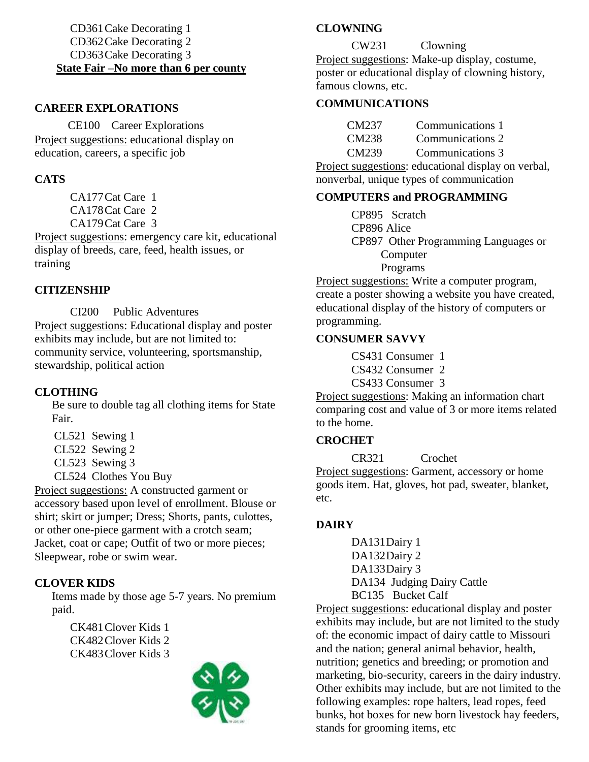CD361 Cake Decorating 1
CD362 Cake Decorating 2
CD363 Cake Decorating 3

**State Fair –No more than 6 per county**

## CAREER EXPLORATIONS

CE100 Career Explorations

Project suggestions: educational display on education, careers, a specific job

## CATS

CA177 Cat Care 1
CA178 Cat Care 2
CA179 Cat Care 3

Project suggestions: emergency care kit, educational display of breeds, care, feed, health issues, or training

## CITIZENSHIP

CI200 Public Adventures

Project suggestions: Educational display and poster exhibits may include, but are not limited to: community service, volunteering, sportsmanship, stewardship, political action

## CLOTHING

Be sure to double tag all clothing items for State Fair.

CL521 Sewing 1
CL522 Sewing 2
CL523 Sewing 3
CL524 Clothes You Buy

Project suggestions: A constructed garment or accessory based upon level of enrollment. Blouse or shirt; skirt or jumper; Dress; Shorts, pants, culottes, or other one-piece garment with a crotch seam; Jacket, coat or cape; Outfit of two or more pieces; Sleepwear, robe or swim wear.

## CLOVER KIDS

Items made by those age 5-7 years. No premium paid.

CK481 Clover Kids 1
CK482 Clover Kids 2
CK483 Clover Kids 3

## CLOWNING

CW231 Clowning

Project suggestions: Make-up display, costume, poster or educational display of clowning history, famous clowns, etc.

## COMMUNICATIONS

CM237 Communications 1
CM238 Communications 2
CM239 Communications 3

Project suggestions: educational display on verbal, nonverbal, unique types of communication

## COMPUTERS and PROGRAMMING

CP895 Scratch
CP896 Alice
CP897 Other Programming Languages or Computer Programs

Project suggestions: Write a computer program, create a poster showing a website you have created, educational display of the history of computers or programming.

## CONSUMER SAVVY

CS431 Consumer 1
CS432 Consumer 2
CS433 Consumer 3

Project suggestions: Making an information chart comparing cost and value of 3 or more items related to the home.

## CROCHET

CR321 Crochet

Project suggestions: Garment, accessory or home goods item. Hat, gloves, hot pad, sweater, blanket, etc.

## DAIRY

DA131 Dairy 1
DA132 Dairy 2
DA133 Dairy 3
DA134 Judging Dairy Cattle
BC135 Bucket Calf

Project suggestions: educational display and poster exhibits may include, but are not limited to the study of: the economic impact of dairy cattle to Missouri and the nation; general animal behavior, health, nutrition; genetics and breeding; or promotion and marketing, bio-security, careers in the dairy industry. Other exhibits may include, but are not limited to the following examples: rope halters, lead ropes, feed bunks, hot boxes for new born livestock hay feeders, stands for grooming items, etc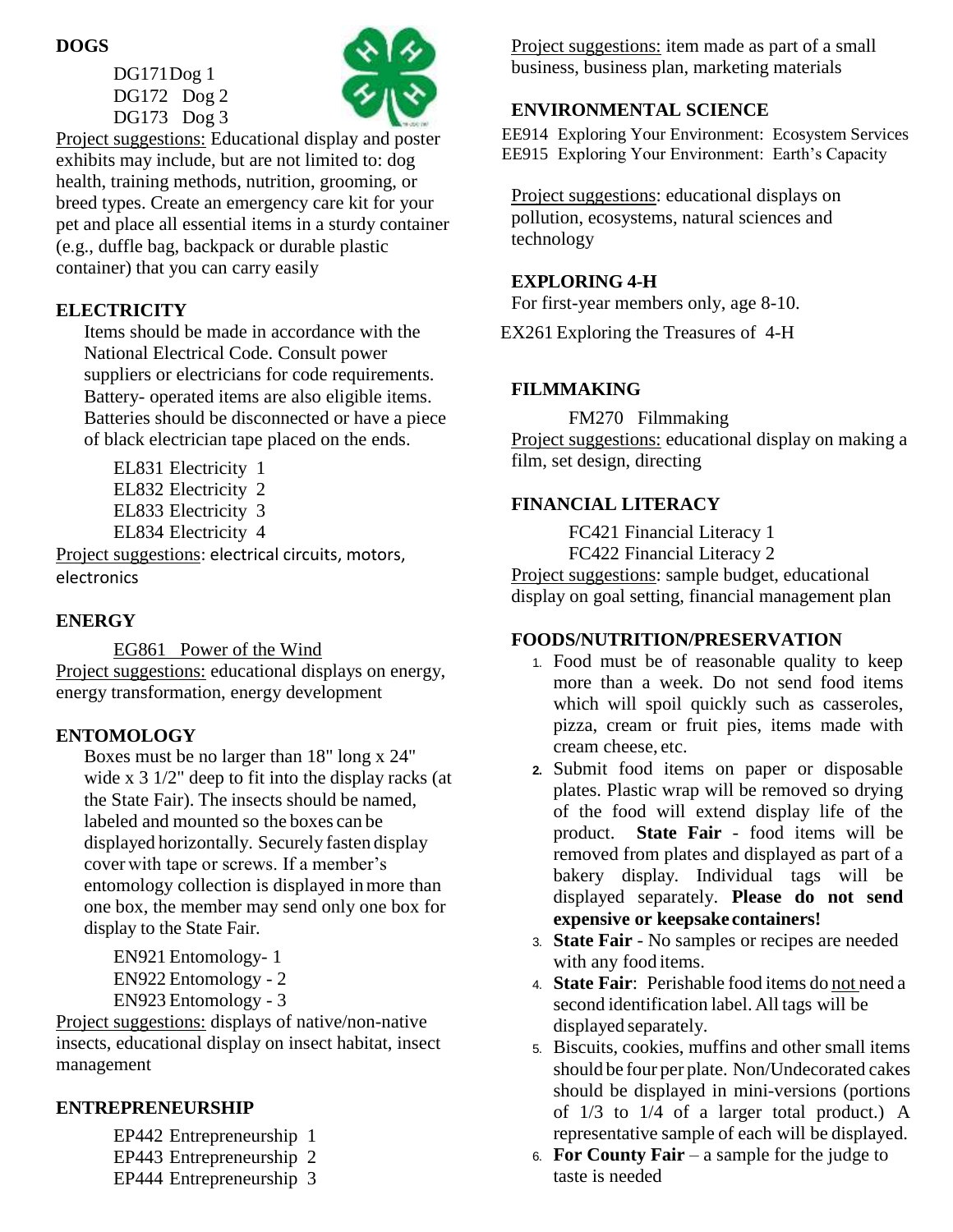## DOGS

DG171 Dog 1
DG172 Dog 2
DG173 Dog 3

Project suggestions: Educational display and poster exhibits may include, but are not limited to: dog health, training methods, nutrition, grooming, or breed types. Create an emergency care kit for your pet and place all essential items in a sturdy container (e.g., duffle bag, backpack or durable plastic container) that you can carry easily

## ELECTRICITY

Items should be made in accordance with the National Electrical Code. Consult power suppliers or electricians for code requirements. Battery- operated items are also eligible items. Batteries should be disconnected or have a piece of black electrician tape placed on the ends.

EL831 Electricity 1
EL832 Electricity 2
EL833 Electricity 3
EL834 Electricity 4

Project suggestions: electrical circuits, motors, electronics

## ENERGY

EG861 Power of the Wind

Project suggestions: educational displays on energy, energy transformation, energy development

## ENTOMOLOGY

Boxes must be no larger than 18" long x 24" wide x 3 1/2" deep to fit into the display racks (at the State Fair). The insects should be named, labeled and mounted so the boxes can be displayed horizontally. Securely fasten display cover with tape or screws. If a member's entomology collection is displayed in more than one box, the member may send only one box for display to the State Fair.

EN921 Entomology- 1
EN922 Entomology - 2
EN923 Entomology - 3

Project suggestions: displays of native/non-native insects, educational display on insect habitat, insect management

## ENTREPRENEURSHIP

EP442 Entrepreneurship 1
EP443 Entrepreneurship 2
EP444 Entrepreneurship 3

Project suggestions: item made as part of a small business, business plan, marketing materials

## ENVIRONMENTAL SCIENCE

EE914 Exploring Your Environment: Ecosystem Services
EE915 Exploring Your Environment: Earth's Capacity

Project suggestions: educational displays on pollution, ecosystems, natural sciences and technology

## EXPLORING 4-H

For first-year members only, age 8-10.

EX261 Exploring the Treasures of 4-H

## FILMMAKING

FM270 Filmmaking

Project suggestions: educational display on making a film, set design, directing

## FINANCIAL LITERACY

FC421 Financial Literacy 1
FC422 Financial Literacy 2

Project suggestions: sample budget, educational display on goal setting, financial management plan

## FOODS/NUTRITION/PRESERVATION

1. Food must be of reasonable quality to keep more than a week. Do not send food items which will spoil quickly such as casseroles, pizza, cream or fruit pies, items made with cream cheese, etc.
2. Submit food items on paper or disposable plates. Plastic wrap will be removed so drying of the food will extend display life of the product. **State Fair** - food items will be removed from plates and displayed as part of a bakery display. Individual tags will be displayed separately. **Please do not send expensive or keepsake containers!**
3. **State Fair** - No samples or recipes are needed with any food items.
4. **State Fair**: Perishable food items do not need a second identification label. All tags will be displayed separately.
5. Biscuits, cookies, muffins and other small items should be four per plate. Non/Undecorated cakes should be displayed in mini-versions (portions of 1/3 to 1/4 of a larger total product.) A representative sample of each will be displayed.
6. **For County Fair** – a sample for the judge to taste is needed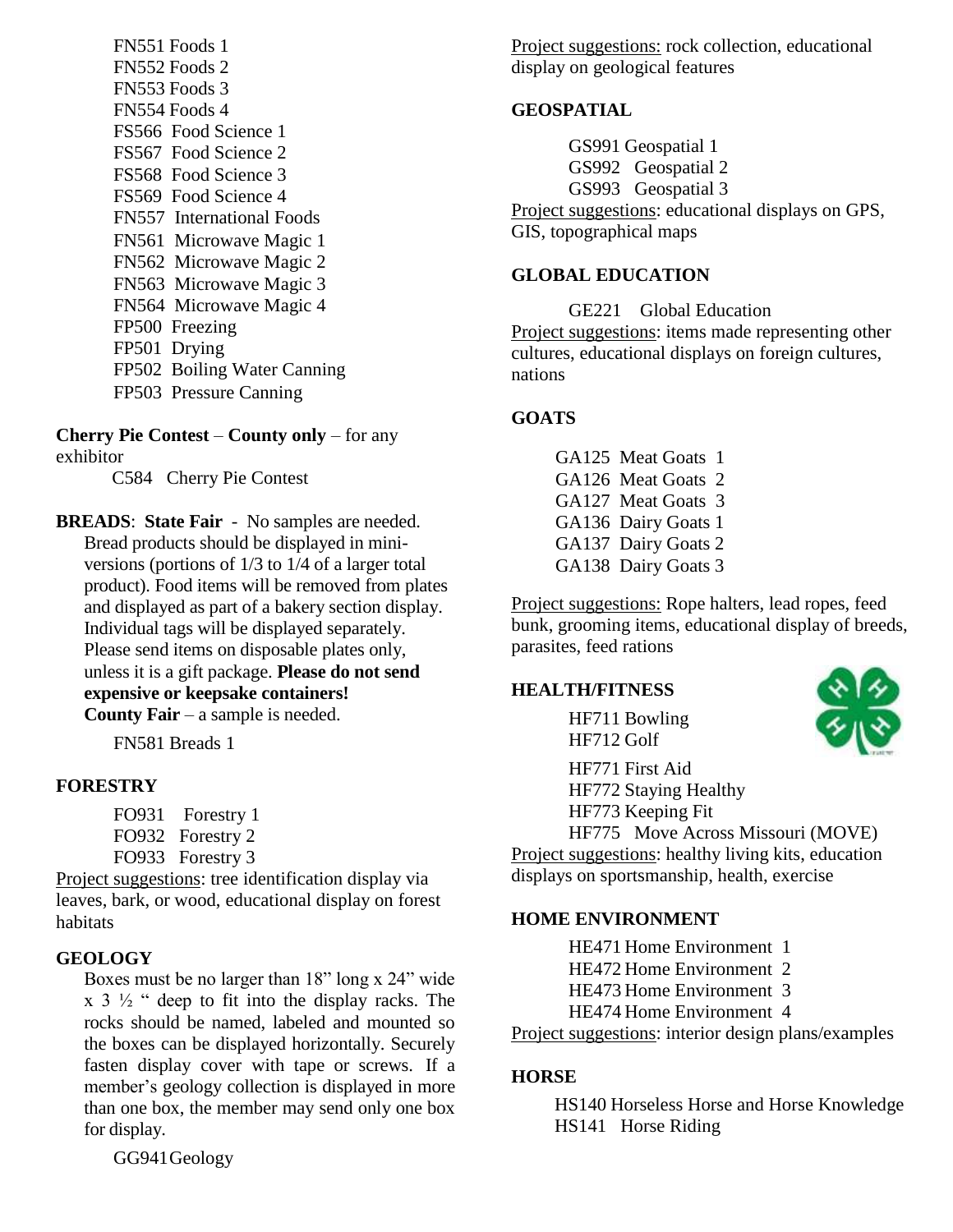FN551 Foods 1
FN552 Foods 2
FN553 Foods 3
FN554 Foods 4
FS566 Food Science 1
FS567 Food Science 2
FS568 Food Science 3
FS569 Food Science 4
FN557 International Foods
FN561 Microwave Magic 1
FN562 Microwave Magic 2
FN563 Microwave Magic 3
FN564 Microwave Magic 4
FP500 Freezing
FP501 Drying
FP502 Boiling Water Canning
FP503 Pressure Canning

**Cherry Pie Contest** – **County only** – for any exhibitor

C584 Cherry Pie Contest

**BREADS**: **State Fair** - No samples are needed. Bread products should be displayed in mini-versions (portions of 1/3 to 1/4 of a larger total product). Food items will be removed from plates and displayed as part of a bakery section display. Individual tags will be displayed separately. Please send items on disposable plates only, unless it is a gift package. **Please do not send expensive or keepsake containers!**
**County Fair** – a sample is needed.

FN581 Breads 1

**FORESTRY**

FO931 Forestry 1
FO932 Forestry 2
FO933 Forestry 3

Project suggestions: tree identification display via leaves, bark, or wood, educational display on forest habitats

**GEOLOGY**

Boxes must be no larger than 18" long x 24" wide x 3 ½ " deep to fit into the display racks. The rocks should be named, labeled and mounted so the boxes can be displayed horizontally. Securely fasten display cover with tape or screws. If a member's geology collection is displayed in more than one box, the member may send only one box for display.

GG941 Geology

Project suggestions: rock collection, educational display on geological features

**GEOSPATIAL**

GS991 Geospatial 1
GS992 Geospatial 2
GS993 Geospatial 3

Project suggestions: educational displays on GPS, GIS, topographical maps

**GLOBAL EDUCATION**

GE221 Global Education

Project suggestions: items made representing other cultures, educational displays on foreign cultures, nations

**GOATS**

GA125 Meat Goats 1
GA126 Meat Goats 2
GA127 Meat Goats 3
GA136 Dairy Goats 1
GA137 Dairy Goats 2
GA138 Dairy Goats 3

Project suggestions: Rope halters, lead ropes, feed bunk, grooming items, educational display of breeds, parasites, feed rations

**HEALTH/FITNESS**

HF711 Bowling
HF712 Golf
HF771 First Aid
HF772 Staying Healthy
HF773 Keeping Fit
HF775 Move Across Missouri (MOVE)

Project suggestions: healthy living kits, education displays on sportsmanship, health, exercise

**HOME ENVIRONMENT**

HE471 Home Environment 1
HE472 Home Environment 2
HE473 Home Environment 3
HE474 Home Environment 4

Project suggestions: interior design plans/examples

**HORSE**

HS140 Horseless Horse and Horse Knowledge
HS141 Horse Riding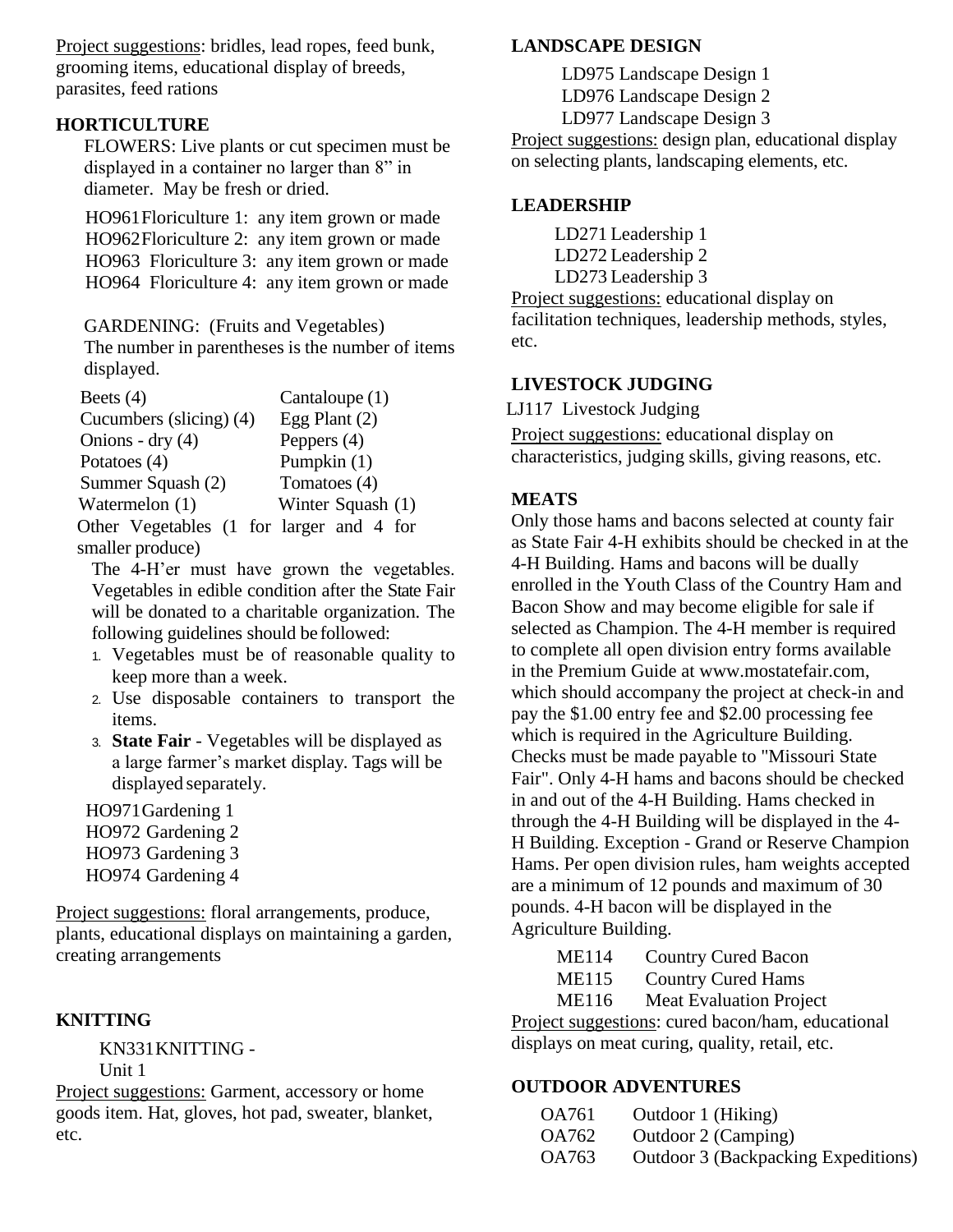Project suggestions: bridles, lead ropes, feed bunk, grooming items, educational display of breeds, parasites, feed rations

## HORTICULTURE

FLOWERS: Live plants or cut specimen must be displayed in a container no larger than 8" in diameter. May be fresh or dried.

- HO961 Floriculture 1: any item grown or made
- HO962 Floriculture 2: any item grown or made
- HO963 Floriculture 3: any item grown or made
- HO964 Floriculture 4: any item grown or made

GARDENING: (Fruits and Vegetables)
The number in parentheses is the number of items displayed.

| | |
|---|---|
| Beets (4) | Cantaloupe (1) |
| Cucumbers (slicing) (4) | Egg Plant (2) |
| Onions - dry (4) | Peppers (4) |
| Potatoes (4) | Pumpkin (1) |
| Summer Squash (2) | Tomatoes (4) |
| Watermelon (1) | Winter Squash (1) |

Other Vegetables (1 for larger and 4 for smaller produce)

The 4-H'er must have grown the vegetables. Vegetables in edible condition after the State Fair will be donated to a charitable organization. The following guidelines should be followed:

1. Vegetables must be of reasonable quality to keep more than a week.
2. Use disposable containers to transport the items.
3. **State Fair** - Vegetables will be displayed as a large farmer's market display. Tags will be displayed separately.

- HO971 Gardening 1
- HO972 Gardening 2
- HO973 Gardening 3
- HO974 Gardening 4

Project suggestions: floral arrangements, produce, plants, educational displays on maintaining a garden, creating arrangements

## KNITTING

- KN331 KNITTING - Unit 1

Project suggestions: Garment, accessory or home goods item. Hat, gloves, hot pad, sweater, blanket, etc.

## LANDSCAPE DESIGN

- LD975 Landscape Design 1
- LD976 Landscape Design 2
- LD977 Landscape Design 3

Project suggestions: design plan, educational display on selecting plants, landscaping elements, etc.

## LEADERSHIP

- LD271 Leadership 1
- LD272 Leadership 2
- LD273 Leadership 3

Project suggestions: educational display on facilitation techniques, leadership methods, styles, etc.

## LIVESTOCK JUDGING

- LJ117 Livestock Judging

Project suggestions: educational display on characteristics, judging skills, giving reasons, etc.

## MEATS

Only those hams and bacons selected at county fair as State Fair 4-H exhibits should be checked in at the 4-H Building. Hams and bacons will be dually enrolled in the Youth Class of the Country Ham and Bacon Show and may become eligible for sale if selected as Champion. The 4-H member is required to complete all open division entry forms available in the Premium Guide at www.mostatefair.com, which should accompany the project at check-in and pay the $1.00 entry fee and $2.00 processing fee which is required in the Agriculture Building. Checks must be made payable to "Missouri State Fair". Only 4-H hams and bacons should be checked in and out of the 4-H Building. Hams checked in through the 4-H Building will be displayed in the 4-H Building. Exception - Grand or Reserve Champion Hams. Per open division rules, ham weights accepted are a minimum of 12 pounds and maximum of 30 pounds. 4-H bacon will be displayed in the Agriculture Building.

- ME114 Country Cured Bacon
- ME115 Country Cured Hams
- ME116 Meat Evaluation Project

Project suggestions: cured bacon/ham, educational displays on meat curing, quality, retail, etc.

## OUTDOOR ADVENTURES

- OA761 Outdoor 1 (Hiking)
- OA762 Outdoor 2 (Camping)
- OA763 Outdoor 3 (Backpacking Expeditions)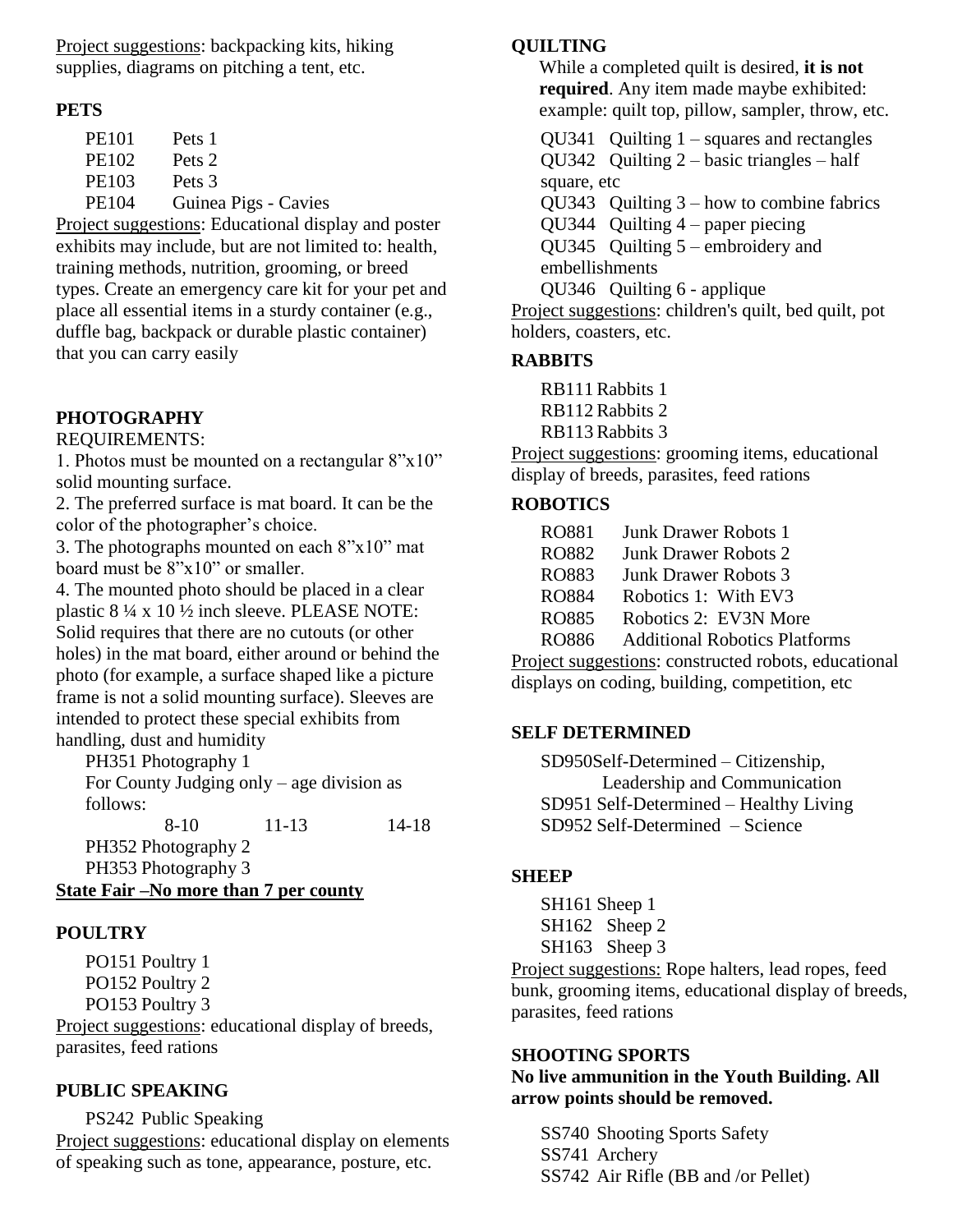Project suggestions: backpacking kits, hiking supplies, diagrams on pitching a tent, etc.

## PETS

PE101 Pets 1
PE102 Pets 2
PE103 Pets 3
PE104 Guinea Pigs - Cavies

Project suggestions: Educational display and poster exhibits may include, but are not limited to: health, training methods, nutrition, grooming, or breed types. Create an emergency care kit for your pet and place all essential items in a sturdy container (e.g., duffle bag, backpack or durable plastic container) that you can carry easily

## PHOTOGRAPHY

REQUIREMENTS:

1. Photos must be mounted on a rectangular 8"x10" solid mounting surface.
2. The preferred surface is mat board. It can be the color of the photographer's choice.
3. The photographs mounted on each 8"x10" mat board must be 8"x10" or smaller.
4. The mounted photo should be placed in a clear plastic 8 ¼ x 10 ½ inch sleeve. PLEASE NOTE: Solid requires that there are no cutouts (or other holes) in the mat board, either around or behind the photo (for example, a surface shaped like a picture frame is not a solid mounting surface). Sleeves are intended to protect these special exhibits from handling, dust and humidity

PH351 Photography 1
For County Judging only – age division as follows:
8-10 11-13 14-18
PH352 Photography 2
PH353 Photography 3

**State Fair –No more than 7 per county**

## POULTRY

PO151 Poultry 1
PO152 Poultry 2
PO153 Poultry 3

Project suggestions: educational display of breeds, parasites, feed rations

## PUBLIC SPEAKING

PS242 Public Speaking

Project suggestions: educational display on elements of speaking such as tone, appearance, posture, etc.

## QUILTING

While a completed quilt is desired, **it is not required**. Any item made maybe exhibited: example: quilt top, pillow, sampler, throw, etc.

QU341 Quilting 1 – squares and rectangles
QU342 Quilting 2 – basic triangles – half square, etc
QU343 Quilting 3 – how to combine fabrics
QU344 Quilting 4 – paper piecing
QU345 Quilting 5 – embroidery and embellishments
QU346 Quilting 6 - applique

Project suggestions: children's quilt, bed quilt, pot holders, coasters, etc.

## RABBITS

RB111 Rabbits 1
RB112 Rabbits 2
RB113 Rabbits 3

Project suggestions: grooming items, educational display of breeds, parasites, feed rations

## ROBOTICS

RO881 Junk Drawer Robots 1
RO882 Junk Drawer Robots 2
RO883 Junk Drawer Robots 3
RO884 Robotics 1: With EV3
RO885 Robotics 2: EV3N More
RO886 Additional Robotics Platforms

Project suggestions: constructed robots, educational displays on coding, building, competition, etc

## SELF DETERMINED

SD950Self-Determined – Citizenship, Leadership and Communication
SD951 Self-Determined – Healthy Living
SD952 Self-Determined – Science

## SHEEP

SH161 Sheep 1
SH162 Sheep 2
SH163 Sheep 3

Project suggestions: Rope halters, lead ropes, feed bunk, grooming items, educational display of breeds, parasites, feed rations

## SHOOTING SPORTS

**No live ammunition in the Youth Building. All arrow points should be removed.**

SS740 Shooting Sports Safety
SS741 Archery
SS742 Air Rifle (BB and /or Pellet)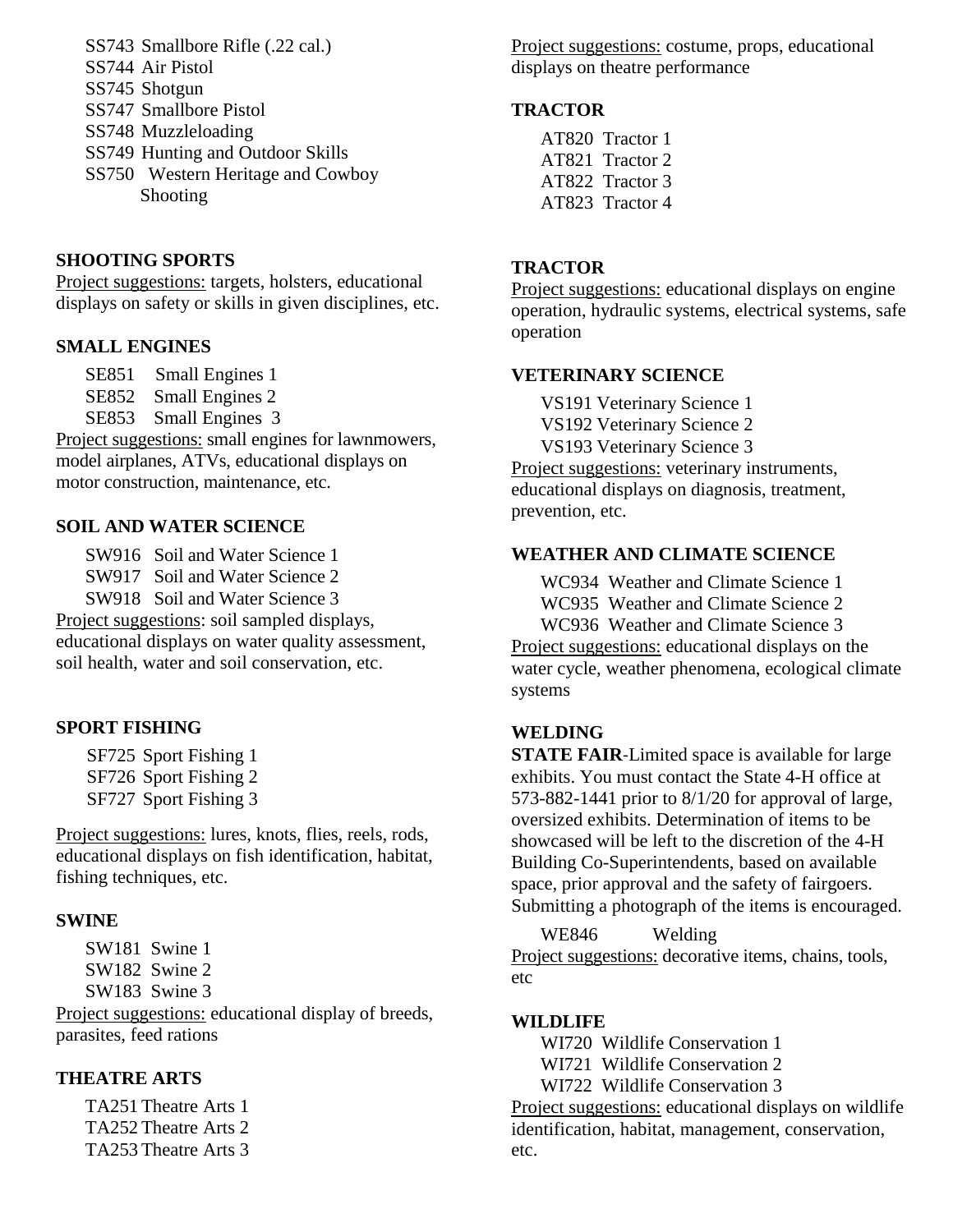SS743 Smallbore Rifle (.22 cal.)
SS744 Air Pistol
SS745 Shotgun
SS747 Smallbore Pistol
SS748 Muzzleloading
SS749 Hunting and Outdoor Skills
SS750 Western Heritage and Cowboy Shooting

**SHOOTING SPORTS**

Project suggestions: targets, holsters, educational displays on safety or skills in given disciplines, etc.

**SMALL ENGINES**

SE851 Small Engines 1
SE852 Small Engines 2
SE853 Small Engines 3

Project suggestions: small engines for lawnmowers, model airplanes, ATVs, educational displays on motor construction, maintenance, etc.

**SOIL AND WATER SCIENCE**

SW916 Soil and Water Science 1
SW917 Soil and Water Science 2
SW918 Soil and Water Science 3

Project suggestions: soil sampled displays, educational displays on water quality assessment, soil health, water and soil conservation, etc.

**SPORT FISHING**

SF725 Sport Fishing 1
SF726 Sport Fishing 2
SF727 Sport Fishing 3

Project suggestions: lures, knots, flies, reels, rods, educational displays on fish identification, habitat, fishing techniques, etc.

**SWINE**

SW181 Swine 1
SW182 Swine 2
SW183 Swine 3

Project suggestions: educational display of breeds, parasites, feed rations

**THEATRE ARTS**

TA251 Theatre Arts 1
TA252 Theatre Arts 2
TA253 Theatre Arts 3

Project suggestions: costume, props, educational displays on theatre performance

**TRACTOR**

AT820 Tractor 1
AT821 Tractor 2
AT822 Tractor 3
AT823 Tractor 4

**TRACTOR**

Project suggestions: educational displays on engine operation, hydraulic systems, electrical systems, safe operation

**VETERINARY SCIENCE**

VS191 Veterinary Science 1
VS192 Veterinary Science 2
VS193 Veterinary Science 3

Project suggestions: veterinary instruments, educational displays on diagnosis, treatment, prevention, etc.

**WEATHER AND CLIMATE SCIENCE**

WC934 Weather and Climate Science 1
WC935 Weather and Climate Science 2
WC936 Weather and Climate Science 3

Project suggestions: educational displays on the water cycle, weather phenomena, ecological climate systems

**WELDING**

**STATE FAIR**-Limited space is available for large exhibits. You must contact the State 4-H office at 573-882-1441 prior to 8/1/20 for approval of large, oversized exhibits. Determination of items to be showcased will be left to the discretion of the 4-H Building Co-Superintendents, based on available space, prior approval and the safety of fairgoers. Submitting a photograph of the items is encouraged.

WE846 Welding

Project suggestions: decorative items, chains, tools, etc

**WILDLIFE**

WI720 Wildlife Conservation 1
WI721 Wildlife Conservation 2
WI722 Wildlife Conservation 3

Project suggestions: educational displays on wildlife identification, habitat, management, conservation, etc.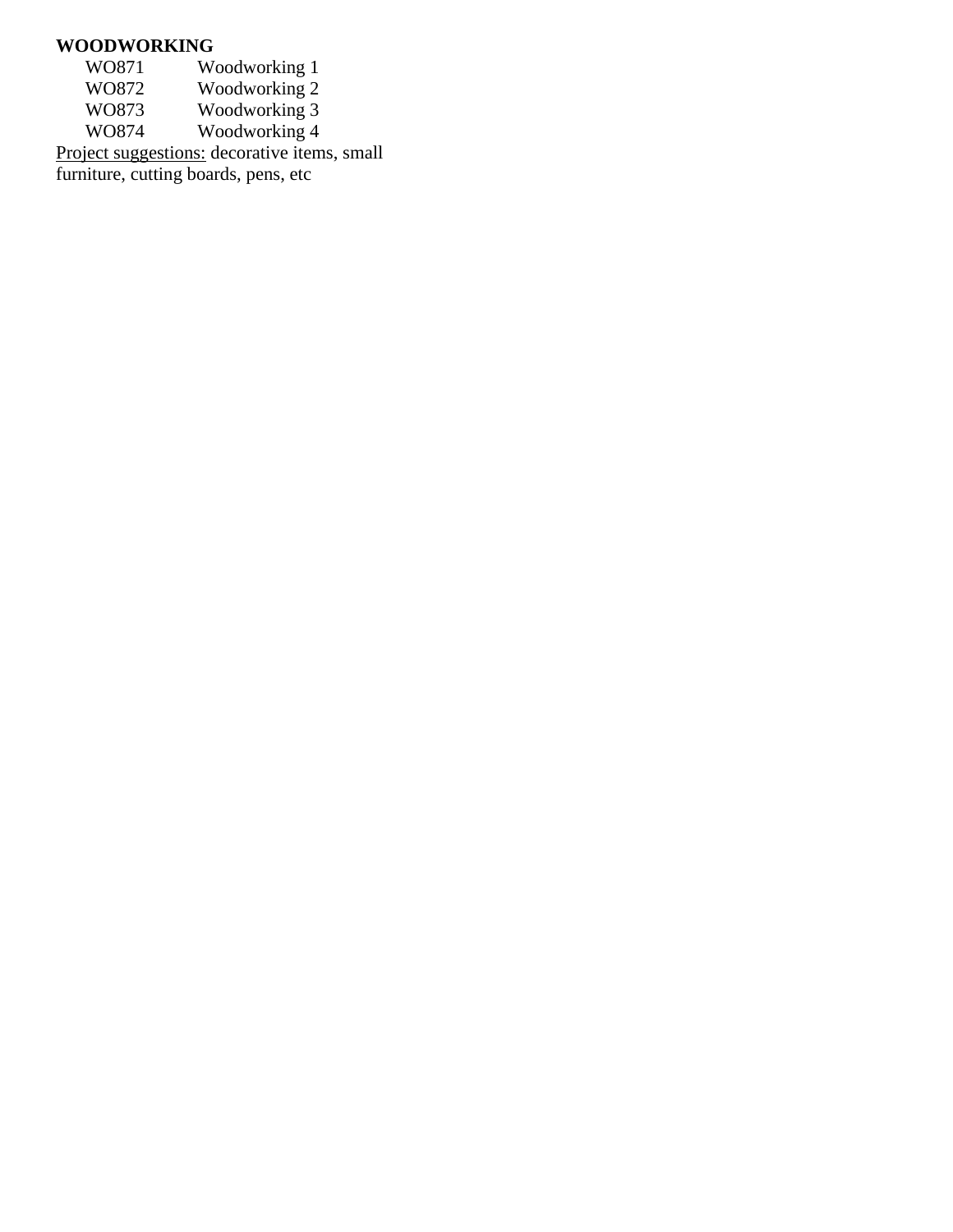**WOODWORKING**

| | |
|---|---|
| WO871 | Woodworking 1 |
| WO872 | Woodworking 2 |
| WO873 | Woodworking 3 |
| WO874 | Woodworking 4 |

Project suggestions: decorative items, small furniture, cutting boards, pens, etc